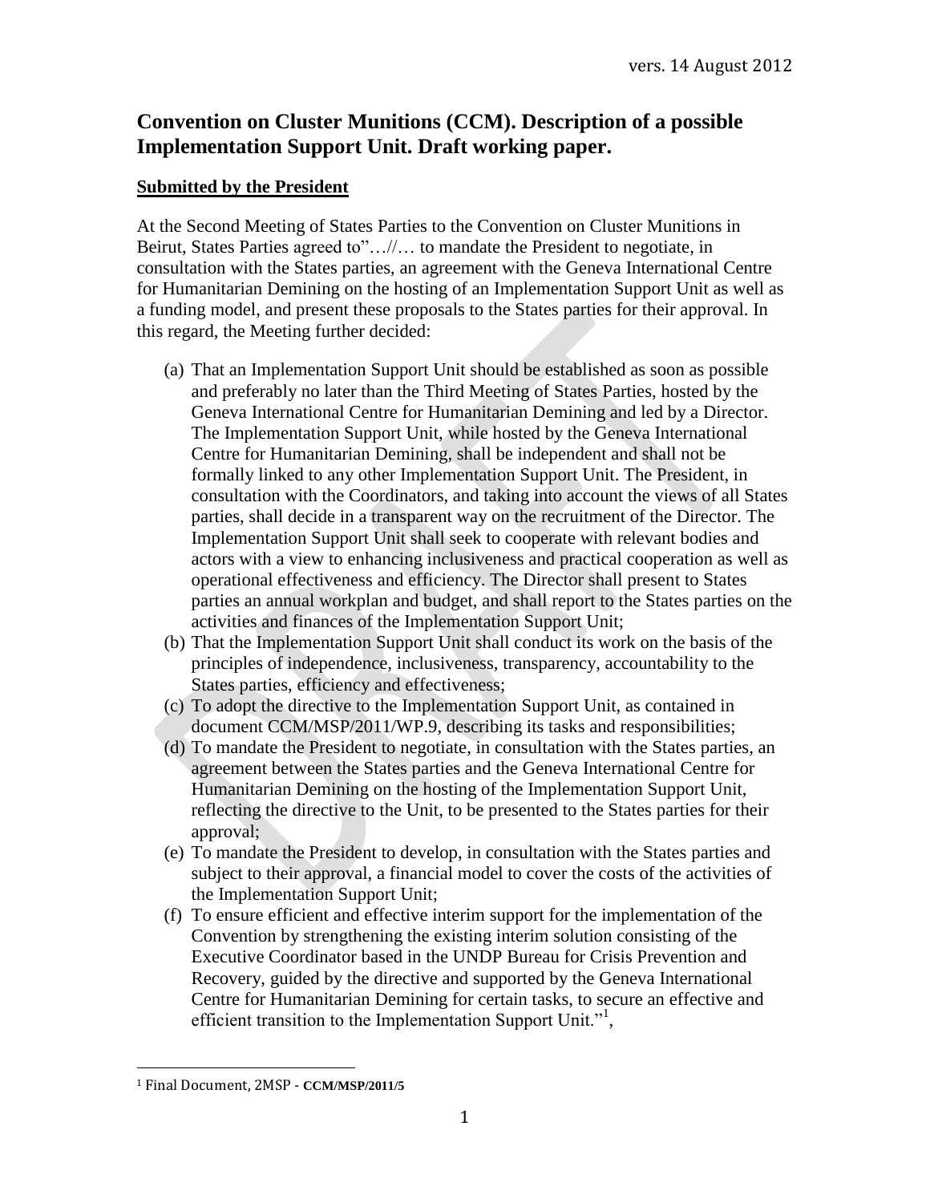vers. 14 August 2012

# Convention on Cluster Munitions (CCM). Description of a possible Implementation Support Unit. Draft working paper.

**Submitted by the President**

At the Second Meeting of States Parties to the Convention on Cluster Munitions in Beirut, States Parties agreed to"…//… to mandate the President to negotiate, in consultation with the States parties, an agreement with the Geneva International Centre for Humanitarian Demining on the hosting of an Implementation Support Unit as well as a funding model, and present these proposals to the States parties for their approval. In this regard, the Meeting further decided:

(a) That an Implementation Support Unit should be established as soon as possible and preferably no later than the Third Meeting of States Parties, hosted by the Geneva International Centre for Humanitarian Demining and led by a Director. The Implementation Support Unit, while hosted by the Geneva International Centre for Humanitarian Demining, shall be independent and shall not be formally linked to any other Implementation Support Unit. The President, in consultation with the Coordinators, and taking into account the views of all States parties, shall decide in a transparent way on the recruitment of the Director. The Implementation Support Unit shall seek to cooperate with relevant bodies and actors with a view to enhancing inclusiveness and practical cooperation as well as operational effectiveness and efficiency. The Director shall present to States parties an annual workplan and budget, and shall report to the States parties on the activities and finances of the Implementation Support Unit;

(b) That the Implementation Support Unit shall conduct its work on the basis of the principles of independence, inclusiveness, transparency, accountability to the States parties, efficiency and effectiveness;

(c) To adopt the directive to the Implementation Support Unit, as contained in document CCM/MSP/2011/WP.9, describing its tasks and responsibilities;

(d) To mandate the President to negotiate, in consultation with the States parties, an agreement between the States parties and the Geneva International Centre for Humanitarian Demining on the hosting of the Implementation Support Unit, reflecting the directive to the Unit, to be presented to the States parties for their approval;

(e) To mandate the President to develop, in consultation with the States parties and subject to their approval, a financial model to cover the costs of the activities of the Implementation Support Unit;

(f) To ensure efficient and effective interim support for the implementation of the Convention by strengthening the existing interim solution consisting of the Executive Coordinator based in the UNDP Bureau for Crisis Prevention and Recovery, guided by the directive and supported by the Geneva International Centre for Humanitarian Demining for certain tasks, to secure an effective and efficient transition to the Implementation Support Unit."[1],

[1] Final Document, 2MSP - **CCM/MSP/2011/5**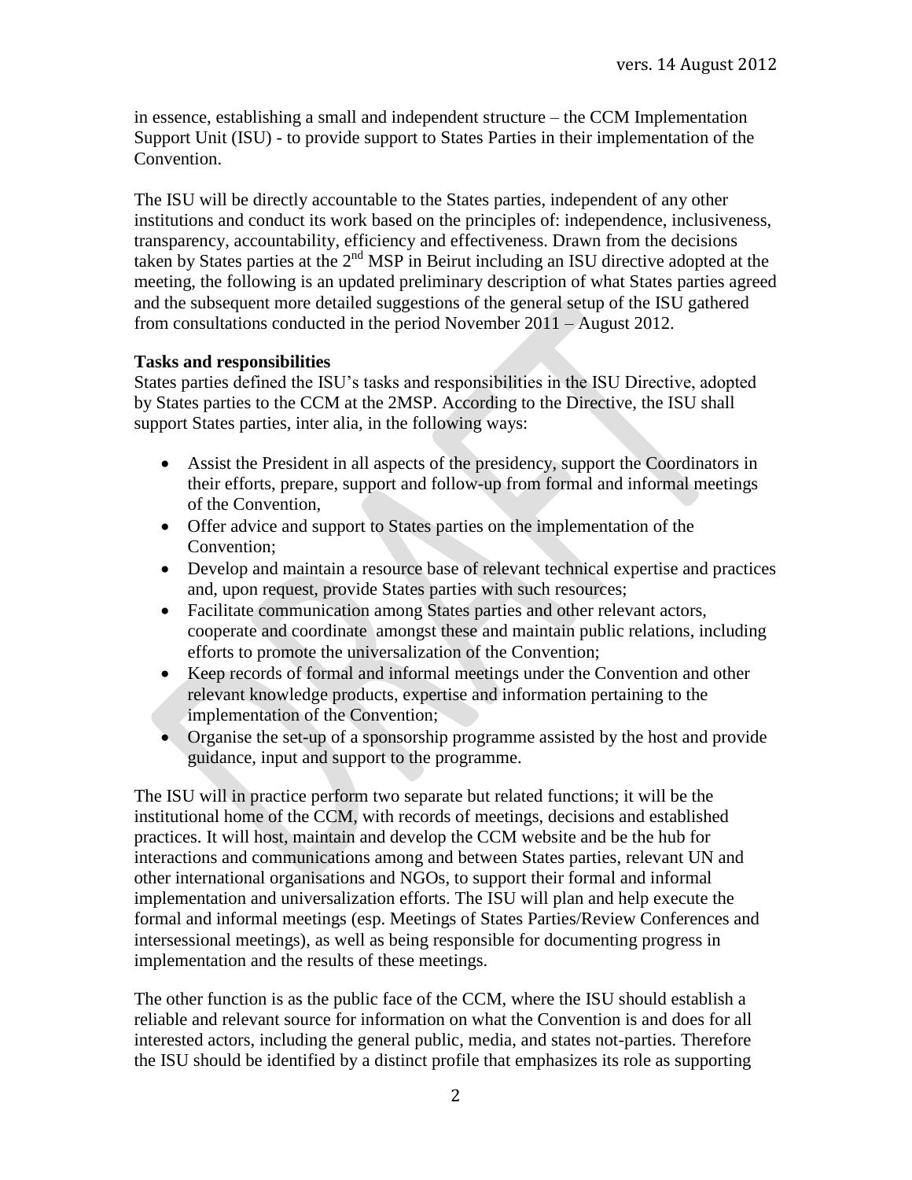in essence, establishing a small and independent structure – the CCM Implementation Support Unit (ISU) - to provide support to States Parties in their implementation of the Convention.

The ISU will be directly accountable to the States parties, independent of any other institutions and conduct its work based on the principles of: independence, inclusiveness, transparency, accountability, efficiency and effectiveness. Drawn from the decisions taken by States parties at the 2nd MSP in Beirut including an ISU directive adopted at the meeting, the following is an updated preliminary description of what States parties agreed and the subsequent more detailed suggestions of the general setup of the ISU gathered from consultations conducted in the period November 2011 – August 2012.

**Tasks and responsibilities**

States parties defined the ISU's tasks and responsibilities in the ISU Directive, adopted by States parties to the CCM at the 2MSP. According to the Directive, the ISU shall support States parties, inter alia, in the following ways:

- Assist the President in all aspects of the presidency, support the Coordinators in their efforts, prepare, support and follow-up from formal and informal meetings of the Convention,
- Offer advice and support to States parties on the implementation of the Convention;
- Develop and maintain a resource base of relevant technical expertise and practices and, upon request, provide States parties with such resources;
- Facilitate communication among States parties and other relevant actors, cooperate and coordinate amongst these and maintain public relations, including efforts to promote the universalization of the Convention;
- Keep records of formal and informal meetings under the Convention and other relevant knowledge products, expertise and information pertaining to the implementation of the Convention;
- Organise the set-up of a sponsorship programme assisted by the host and provide guidance, input and support to the programme.

The ISU will in practice perform two separate but related functions; it will be the institutional home of the CCM, with records of meetings, decisions and established practices. It will host, maintain and develop the CCM website and be the hub for interactions and communications among and between States parties, relevant UN and other international organisations and NGOs, to support their formal and informal implementation and universalization efforts. The ISU will plan and help execute the formal and informal meetings (esp. Meetings of States Parties/Review Conferences and intersessional meetings), as well as being responsible for documenting progress in implementation and the results of these meetings.

The other function is as the public face of the CCM, where the ISU should establish a reliable and relevant source for information on what the Convention is and does for all interested actors, including the general public, media, and states not-parties. Therefore the ISU should be identified by a distinct profile that emphasizes its role as supporting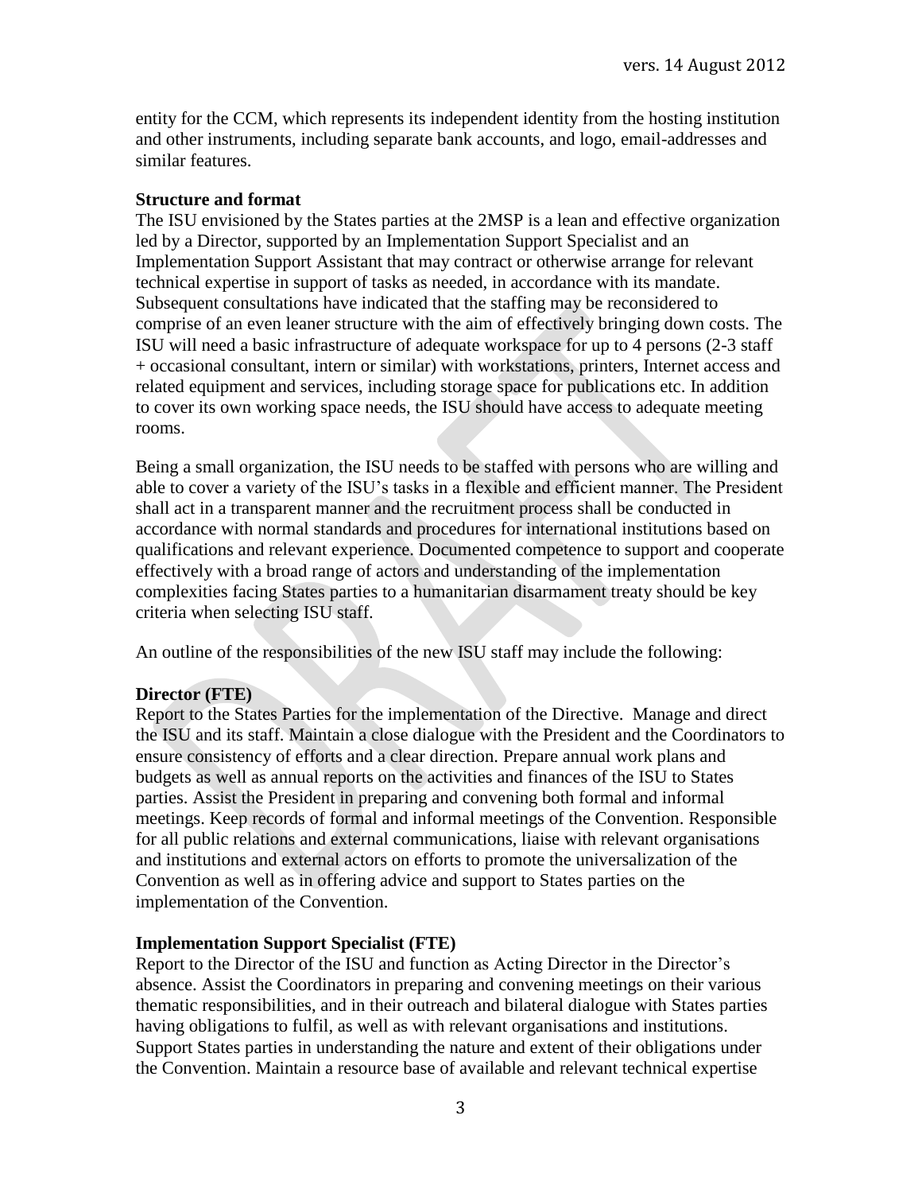entity for the CCM, which represents its independent identity from the hosting institution and other instruments, including separate bank accounts, and logo, email-addresses and similar features.

**Structure and format**

The ISU envisioned by the States parties at the 2MSP is a lean and effective organization led by a Director, supported by an Implementation Support Specialist and an Implementation Support Assistant that may contract or otherwise arrange for relevant technical expertise in support of tasks as needed, in accordance with its mandate. Subsequent consultations have indicated that the staffing may be reconsidered to comprise of an even leaner structure with the aim of effectively bringing down costs. The ISU will need a basic infrastructure of adequate workspace for up to 4 persons (2-3 staff + occasional consultant, intern or similar) with workstations, printers, Internet access and related equipment and services, including storage space for publications etc. In addition to cover its own working space needs, the ISU should have access to adequate meeting rooms.

Being a small organization, the ISU needs to be staffed with persons who are willing and able to cover a variety of the ISU's tasks in a flexible and efficient manner. The President shall act in a transparent manner and the recruitment process shall be conducted in accordance with normal standards and procedures for international institutions based on qualifications and relevant experience. Documented competence to support and cooperate effectively with a broad range of actors and understanding of the implementation complexities facing States parties to a humanitarian disarmament treaty should be key criteria when selecting ISU staff.

An outline of the responsibilities of the new ISU staff may include the following:

**Director (FTE)**

Report to the States Parties for the implementation of the Directive. Manage and direct the ISU and its staff. Maintain a close dialogue with the President and the Coordinators to ensure consistency of efforts and a clear direction. Prepare annual work plans and budgets as well as annual reports on the activities and finances of the ISU to States parties. Assist the President in preparing and convening both formal and informal meetings. Keep records of formal and informal meetings of the Convention. Responsible for all public relations and external communications, liaise with relevant organisations and institutions and external actors on efforts to promote the universalization of the Convention as well as in offering advice and support to States parties on the implementation of the Convention.

**Implementation Support Specialist (FTE)**

Report to the Director of the ISU and function as Acting Director in the Director's absence. Assist the Coordinators in preparing and convening meetings on their various thematic responsibilities, and in their outreach and bilateral dialogue with States parties having obligations to fulfil, as well as with relevant organisations and institutions. Support States parties in understanding the nature and extent of their obligations under the Convention. Maintain a resource base of available and relevant technical expertise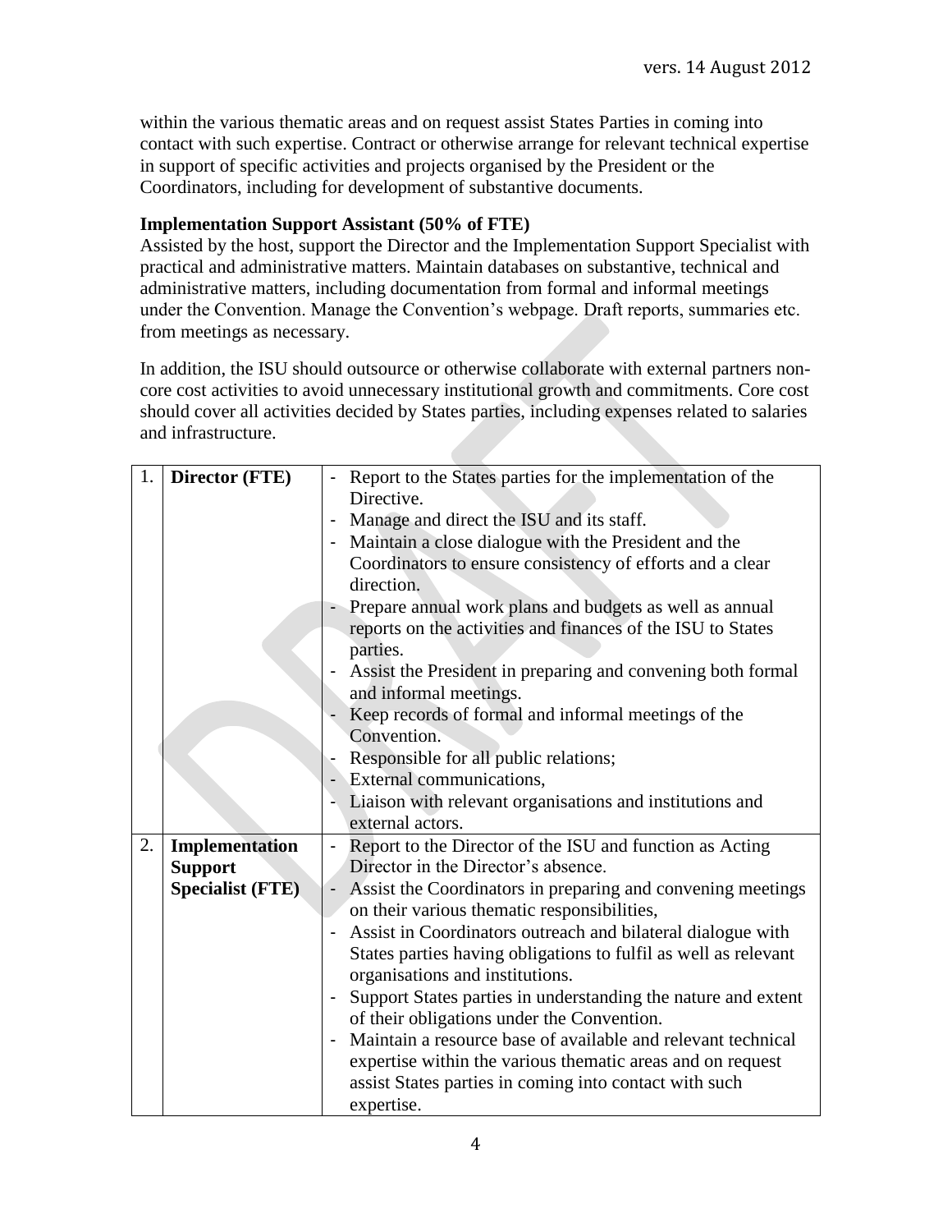within the various thematic areas and on request assist States Parties in coming into contact with such expertise. Contract or otherwise arrange for relevant technical expertise in support of specific activities and projects organised by the President or the Coordinators, including for development of substantive documents.

**Implementation Support Assistant (50% of FTE)**
Assisted by the host, support the Director and the Implementation Support Specialist with practical and administrative matters. Maintain databases on substantive, technical and administrative matters, including documentation from formal and informal meetings under the Convention. Manage the Convention's webpage. Draft reports, summaries etc. from meetings as necessary.

In addition, the ISU should outsource or otherwise collaborate with external partners non-core cost activities to avoid unnecessary institutional growth and commitments. Core cost should cover all activities decided by States parties, including expenses related to salaries and infrastructure.

| | | |
|---|---|---|
| 1. | **Director (FTE)** | - Report to the States parties for the implementation of the Directive.<br>- Manage and direct the ISU and its staff.<br>- Maintain a close dialogue with the President and the Coordinators to ensure consistency of efforts and a clear direction.<br>- Prepare annual work plans and budgets as well as annual reports on the activities and finances of the ISU to States parties.<br>- Assist the President in preparing and convening both formal and informal meetings.<br>- Keep records of formal and informal meetings of the Convention.<br>- Responsible for all public relations;<br>- External communications,<br>- Liaison with relevant organisations and institutions and external actors. |
| 2. | **Implementation Support Specialist (FTE)** | - Report to the Director of the ISU and function as Acting Director in the Director's absence.<br>- Assist the Coordinators in preparing and convening meetings on their various thematic responsibilities,<br>- Assist in Coordinators outreach and bilateral dialogue with States parties having obligations to fulfil as well as relevant organisations and institutions.<br>- Support States parties in understanding the nature and extent of their obligations under the Convention.<br>- Maintain a resource base of available and relevant technical expertise within the various thematic areas and on request assist States parties in coming into contact with such expertise. |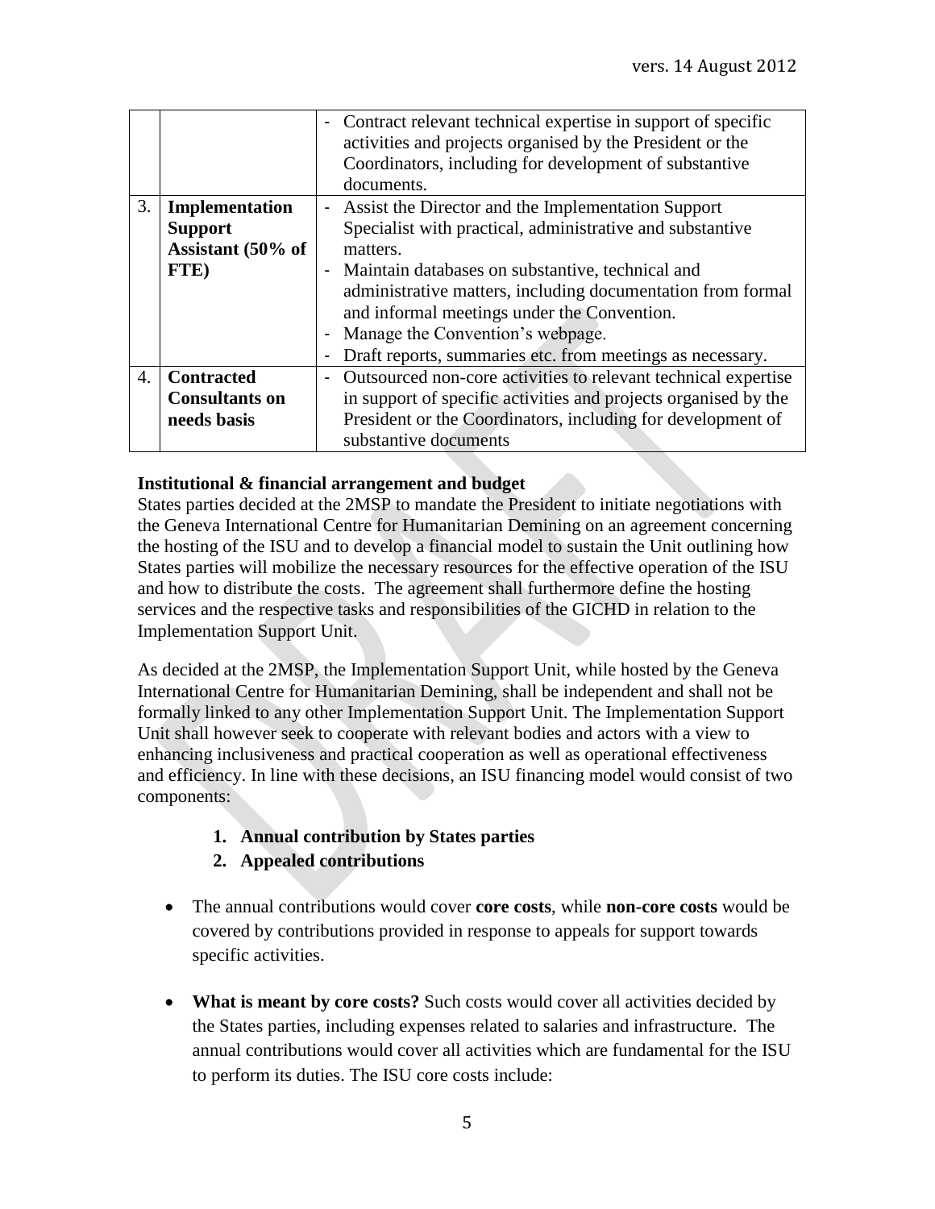| | | |
|---|---|---|
| | | - Contract relevant technical expertise in support of specific activities and projects organised by the President or the Coordinators, including for development of substantive documents. |
| 3. | **Implementation Support Assistant (50% of FTE)** | - Assist the Director and the Implementation Support Specialist with practical, administrative and substantive matters.<br>- Maintain databases on substantive, technical and administrative matters, including documentation from formal and informal meetings under the Convention.<br>- Manage the Convention's webpage.<br>- Draft reports, summaries etc. from meetings as necessary. |
| 4. | **Contracted Consultants on needs basis** | - Outsourced non-core activities to relevant technical expertise in support of specific activities and projects organised by the President or the Coordinators, including for development of substantive documents |

**Institutional & financial arrangement and budget**

States parties decided at the 2MSP to mandate the President to initiate negotiations with the Geneva International Centre for Humanitarian Demining on an agreement concerning the hosting of the ISU and to develop a financial model to sustain the Unit outlining how States parties will mobilize the necessary resources for the effective operation of the ISU and how to distribute the costs. The agreement shall furthermore define the hosting services and the respective tasks and responsibilities of the GICHD in relation to the Implementation Support Unit.

As decided at the 2MSP, the Implementation Support Unit, while hosted by the Geneva International Centre for Humanitarian Demining, shall be independent and shall not be formally linked to any other Implementation Support Unit. The Implementation Support Unit shall however seek to cooperate with relevant bodies and actors with a view to enhancing inclusiveness and practical cooperation as well as operational effectiveness and efficiency. In line with these decisions, an ISU financing model would consist of two components:

1. **Annual contribution by States parties**
2. **Appealed contributions**

- The annual contributions would cover **core costs**, while **non-core costs** would be covered by contributions provided in response to appeals for support towards specific activities.

- **What is meant by core costs?** Such costs would cover all activities decided by the States parties, including expenses related to salaries and infrastructure. The annual contributions would cover all activities which are fundamental for the ISU to perform its duties. The ISU core costs include: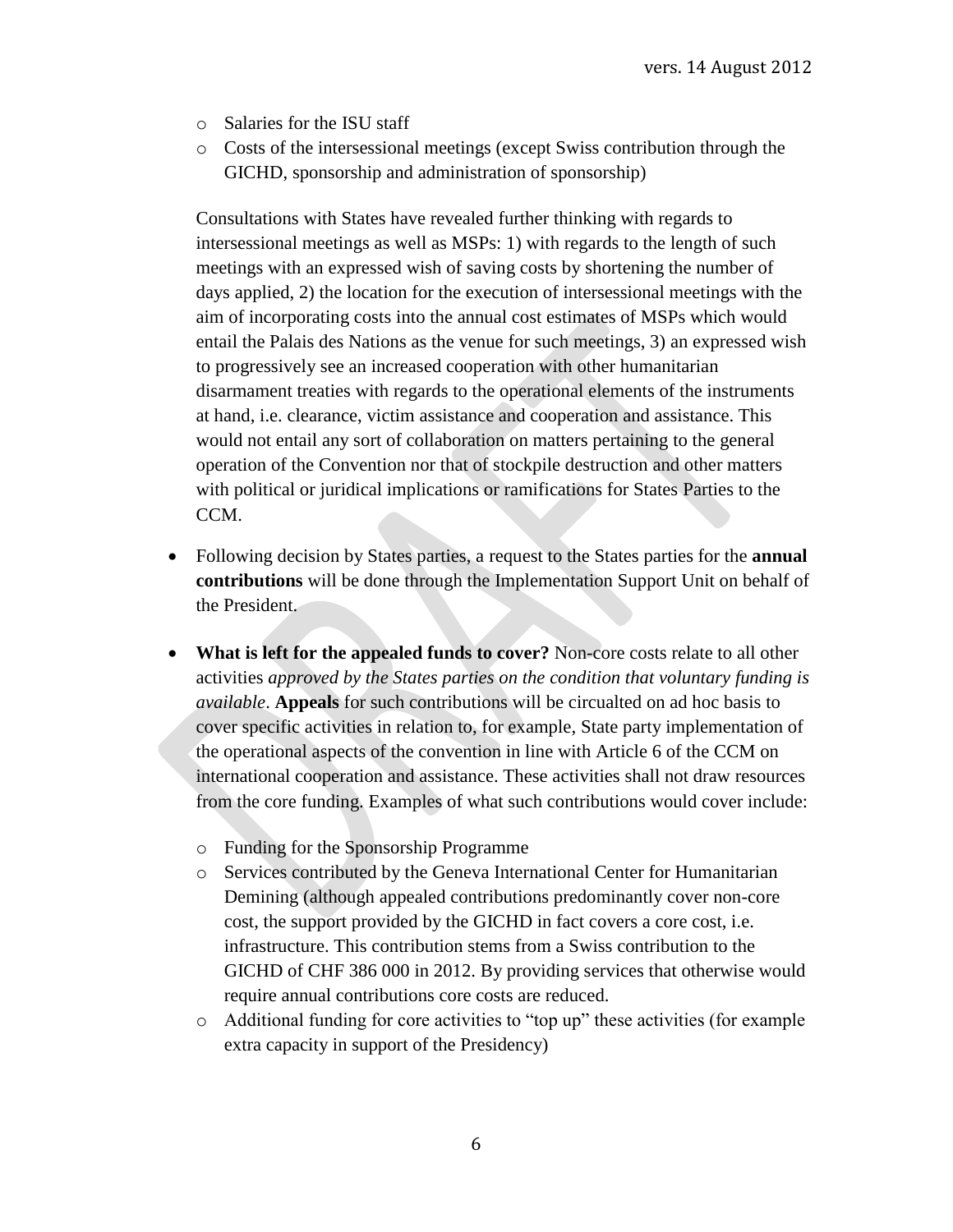- Salaries for the ISU staff
- Costs of the intersessional meetings (except Swiss contribution through the GICHD, sponsorship and administration of sponsorship)

Consultations with States have revealed further thinking with regards to intersessional meetings as well as MSPs: 1) with regards to the length of such meetings with an expressed wish of saving costs by shortening the number of days applied, 2) the location for the execution of intersessional meetings with the aim of incorporating costs into the annual cost estimates of MSPs which would entail the Palais des Nations as the venue for such meetings, 3) an expressed wish to progressively see an increased cooperation with other humanitarian disarmament treaties with regards to the operational elements of the instruments at hand, i.e. clearance, victim assistance and cooperation and assistance. This would not entail any sort of collaboration on matters pertaining to the general operation of the Convention nor that of stockpile destruction and other matters with political or juridical implications or ramifications for States Parties to the CCM.

- Following decision by States parties, a request to the States parties for the **annual contributions** will be done through the Implementation Support Unit on behalf of the President.

- **What is left for the appealed funds to cover?** Non-core costs relate to all other activities *approved by the States parties on the condition that voluntary funding is available*. **Appeals** for such contributions will be circualted on ad hoc basis to cover specific activities in relation to, for example, State party implementation of the operational aspects of the convention in line with Article 6 of the CCM on international cooperation and assistance. These activities shall not draw resources from the core funding. Examples of what such contributions would cover include:
  - Funding for the Sponsorship Programme
  - Services contributed by the Geneva International Center for Humanitarian Demining (although appealed contributions predominantly cover non-core cost, the support provided by the GICHD in fact covers a core cost, i.e. infrastructure. This contribution stems from a Swiss contribution to the GICHD of CHF 386 000 in 2012. By providing services that otherwise would require annual contributions core costs are reduced.
  - Additional funding for core activities to "top up" these activities (for example extra capacity in support of the Presidency)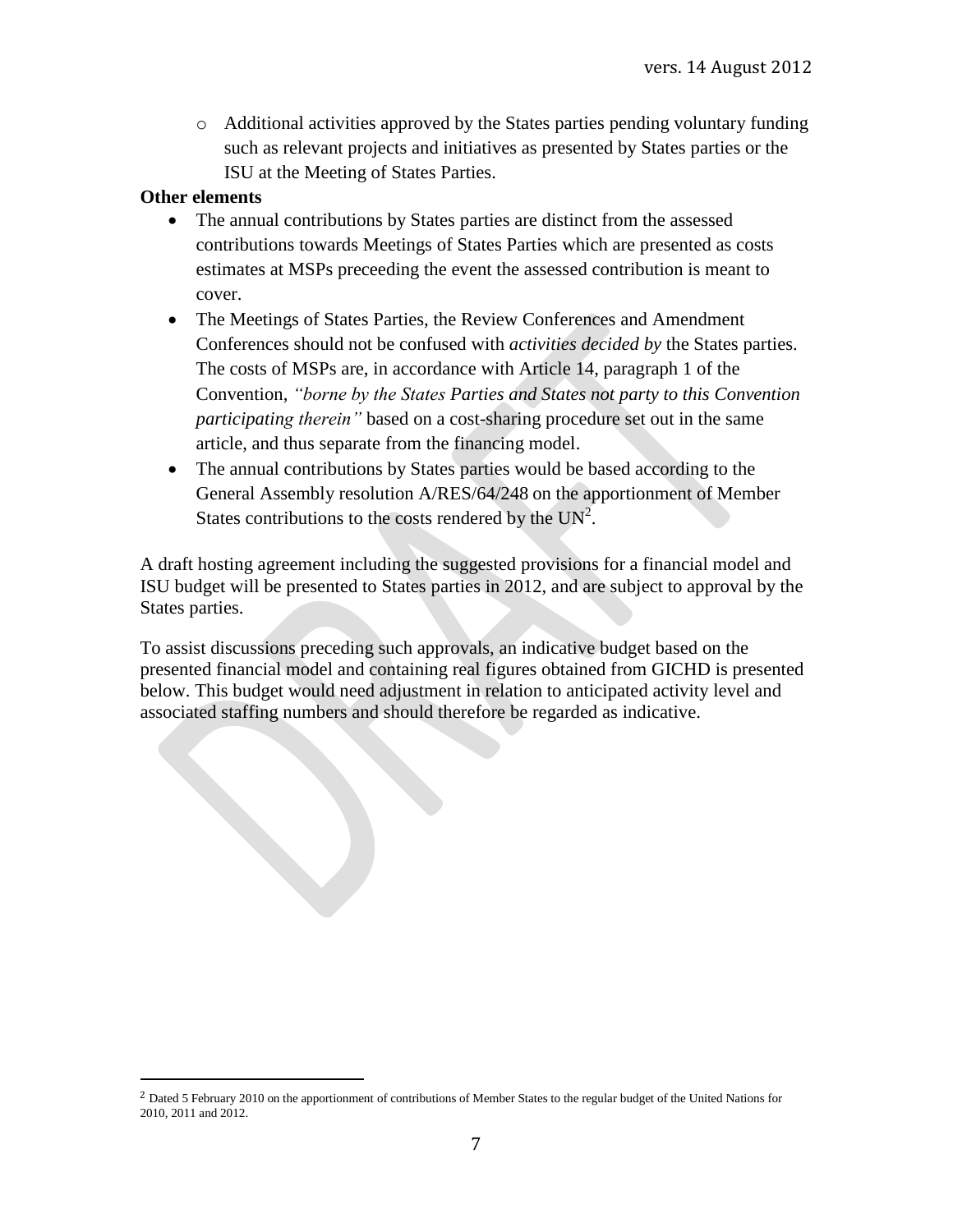- Additional activities approved by the States parties pending voluntary funding such as relevant projects and initiatives as presented by States parties or the ISU at the Meeting of States Parties.

**Other elements**

- The annual contributions by States parties are distinct from the assessed contributions towards Meetings of States Parties which are presented as costs estimates at MSPs preceeding the event the assessed contribution is meant to cover.
- The Meetings of States Parties, the Review Conferences and Amendment Conferences should not be confused with *activities decided by* the States parties. The costs of MSPs are, in accordance with Article 14, paragraph 1 of the Convention, *"borne by the States Parties and States not party to this Convention participating therein"* based on a cost-sharing procedure set out in the same article, and thus separate from the financing model.
- The annual contributions by States parties would be based according to the General Assembly resolution A/RES/64/248 on the apportionment of Member States contributions to the costs rendered by the UN[2].

A draft hosting agreement including the suggested provisions for a financial model and ISU budget will be presented to States parties in 2012, and are subject to approval by the States parties.

To assist discussions preceding such approvals, an indicative budget based on the presented financial model and containing real figures obtained from GICHD is presented below. This budget would need adjustment in relation to anticipated activity level and associated staffing numbers and should therefore be regarded as indicative.

[2] Dated 5 February 2010 on the apportionment of contributions of Member States to the regular budget of the United Nations for 2010, 2011 and 2012.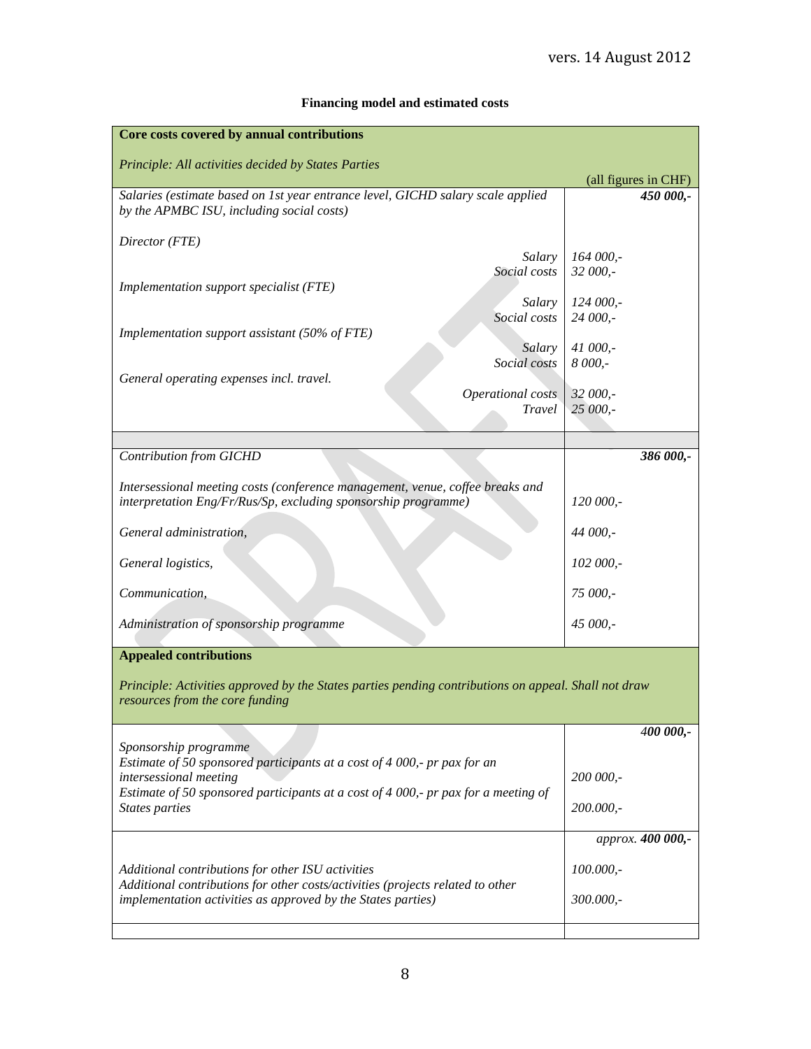vers. 14 August 2012

**Financing model and estimated costs**

| | | |
|---|---|---|
| **Core costs covered by annual contributions**<br><br>*Principle: All activities decided by States Parties* | | (all figures in CHF) |
| *Salaries (estimate based on 1st year entrance level, GICHD salary scale applied by the APMBC ISU, including social costs)* | | ***450 000,-*** |
| *Director (FTE)* | | |
| | *Salary* | *164 000,-* |
| | *Social costs* | *32 000,-* |
| *Implementation support specialist (FTE)* | | |
| | *Salary* | *124 000,-* |
| | *Social costs* | *24 000,-* |
| *Implementation support assistant (50% of FTE)* | | |
| | *Salary* | *41 000,-* |
| | *Social costs* | *8 000,-* |
| *General operating expenses incl. travel.* | | |
| | *Operational costs* | *32 000,-* |
| | *Travel* | *25 000,-* |
| | | |
| *Contribution from GICHD* | | ***386 000,-*** |
| *Intersessional meeting costs (conference management, venue, coffee breaks and interpretation Eng/Fr/Rus/Sp, excluding sponsorship programme)* | | *120 000,-* |
| *General administration,* | | *44 000,-* |
| *General logistics,* | | *102 000,-* |
| *Communication,* | | *75 000,-* |
| *Administration of sponsorship programme* | | *45 000,-* |
| **Appealed contributions**<br><br>*Principle: Activities approved by the States parties pending contributions on appeal. Shall not draw resources from the core funding* | | |
| | | *400 000,-* |
| *Sponsorship programme* | | |
| *Estimate of 50 sponsored participants at a cost of 4 000,- pr pax for an intersessional meeting* | | *200 000,-* |
| *Estimate of 50 sponsored participants at a cost of 4 000,- pr pax for a meeting of States parties* | | *200.000,-* |
| | | *approx.* ***400 000,-*** |
| *Additional contributions for other ISU activities* | | *100.000,-* |
| *Additional contributions for other costs/activities (projects related to other implementation activities as approved by the States parties)* | | *300.000,-* |
| | | |